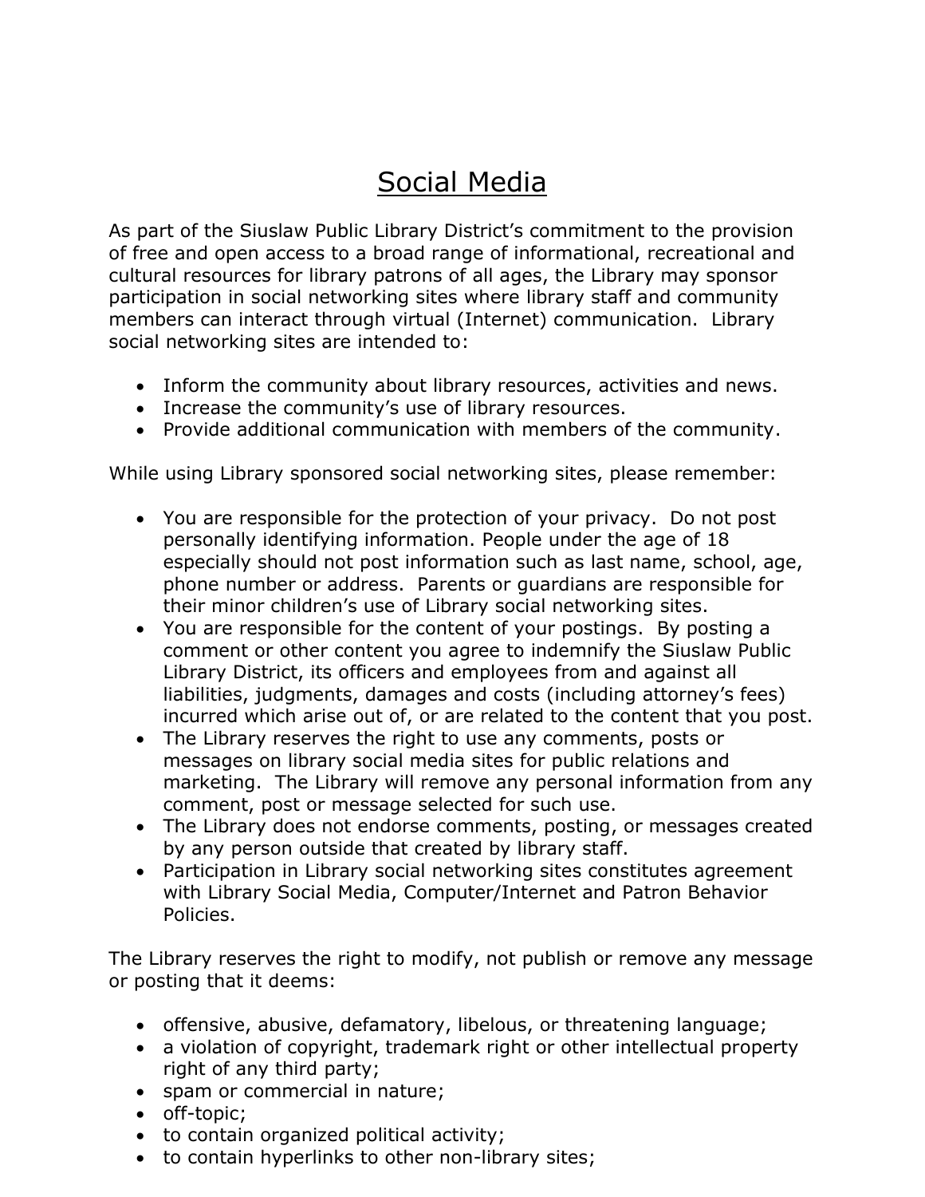# Social Media

As part of the Siuslaw Public Library District's commitment to the provision of free and open access to a broad range of informational, recreational and cultural resources for library patrons of all ages, the Library may sponsor participation in social networking sites where library staff and community members can interact through virtual (Internet) communication. Library social networking sites are intended to:

- Inform the community about library resources, activities and news.
- Increase the community's use of library resources.
- Provide additional communication with members of the community.

While using Library sponsored social networking sites, please remember:

- You are responsible for the protection of your privacy. Do not post personally identifying information. People under the age of 18 especially should not post information such as last name, school, age, phone number or address. Parents or guardians are responsible for their minor children's use of Library social networking sites.
- You are responsible for the content of your postings. By posting a comment or other content you agree to indemnify the Siuslaw Public Library District, its officers and employees from and against all liabilities, judgments, damages and costs (including attorney's fees) incurred which arise out of, or are related to the content that you post.
- The Library reserves the right to use any comments, posts or messages on library social media sites for public relations and marketing. The Library will remove any personal information from any comment, post or message selected for such use.
- The Library does not endorse comments, posting, or messages created by any person outside that created by library staff.
- Participation in Library social networking sites constitutes agreement with Library Social Media, Computer/Internet and Patron Behavior Policies.

The Library reserves the right to modify, not publish or remove any message or posting that it deems:

- offensive, abusive, defamatory, libelous, or threatening language;
- a violation of copyright, trademark right or other intellectual property right of any third party;
- spam or commercial in nature;
- off-topic;
- to contain organized political activity;
- to contain hyperlinks to other non-library sites;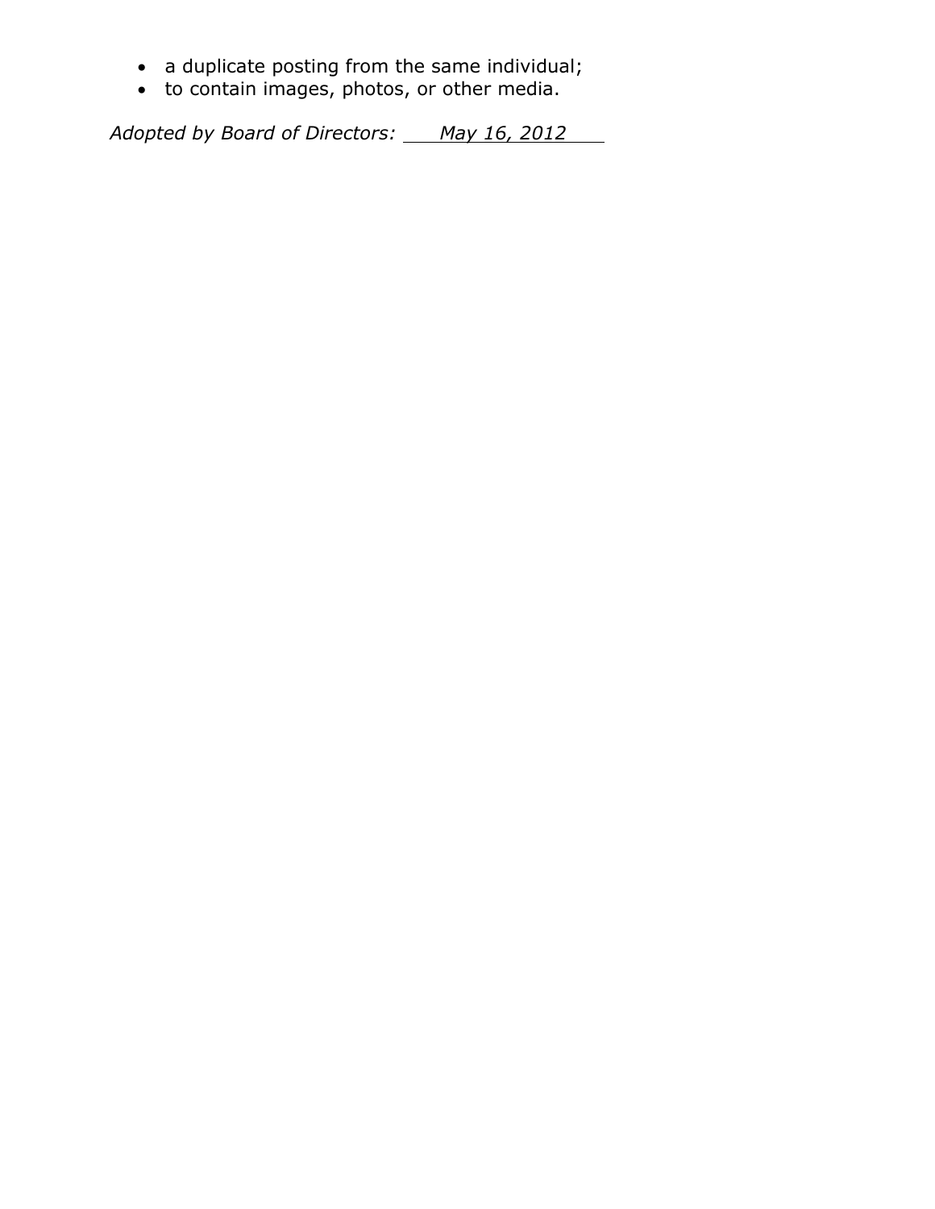- a duplicate posting from the same individual;
- to contain images, photos, or other media.

*Adopted by Board of Directors: May 16, 2012*